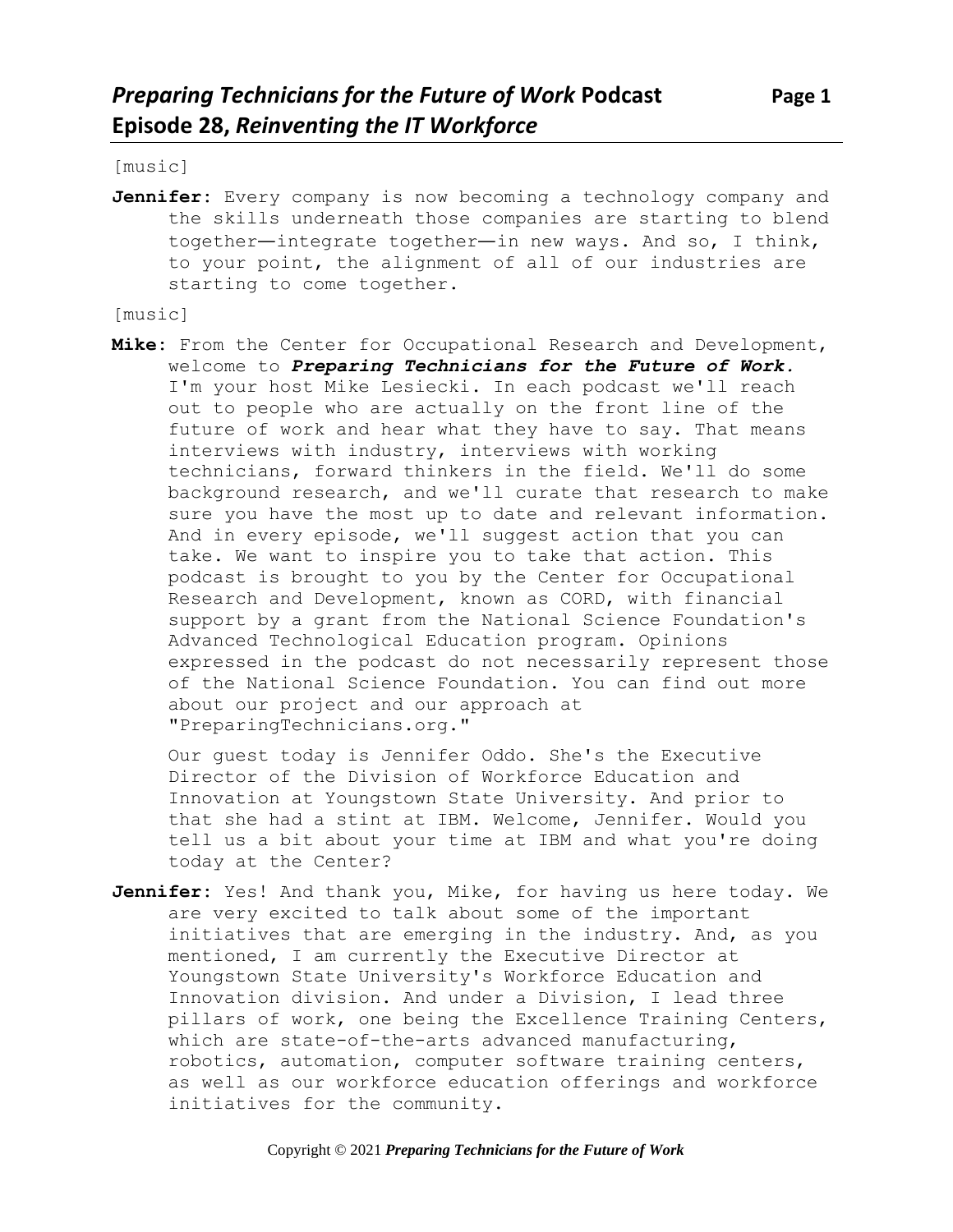# *Preparing Technicians for the Future of Work* Podcast Episode 28, *Reinventing the IT Workforce*

[music]

**Jennifer**: Every company is now becoming a technology company and the skills underneath those companies are starting to blend together—integrate together—in new ways. And so, I think, to your point, the alignment of all of our industries are starting to come together.

[music]

**Mike**: From the Center for Occupational Research and Development, welcome to ***Preparing Technicians for the Future of Work***. I'm your host Mike Lesiecki. In each podcast we'll reach out to people who are actually on the front line of the future of work and hear what they have to say. That means interviews with industry, interviews with working technicians, forward thinkers in the field. We'll do some background research, and we'll curate that research to make sure you have the most up to date and relevant information. And in every episode, we'll suggest action that you can take. We want to inspire you to take that action. This podcast is brought to you by the Center for Occupational Research and Development, known as CORD, with financial support by a grant from the National Science Foundation's Advanced Technological Education program. Opinions expressed in the podcast do not necessarily represent those of the National Science Foundation. You can find out more about our project and our approach at "PreparingTechnicians.org."

Our guest today is Jennifer Oddo. She's the Executive Director of the Division of Workforce Education and Innovation at Youngstown State University. And prior to that she had a stint at IBM. Welcome, Jennifer. Would you tell us a bit about your time at IBM and what you're doing today at the Center?

**Jennifer**: Yes! And thank you, Mike, for having us here today. We are very excited to talk about some of the important initiatives that are emerging in the industry. And, as you mentioned, I am currently the Executive Director at Youngstown State University's Workforce Education and Innovation division. And under a Division, I lead three pillars of work, one being the Excellence Training Centers, which are state-of-the-arts advanced manufacturing, robotics, automation, computer software training centers, as well as our workforce education offerings and workforce initiatives for the community.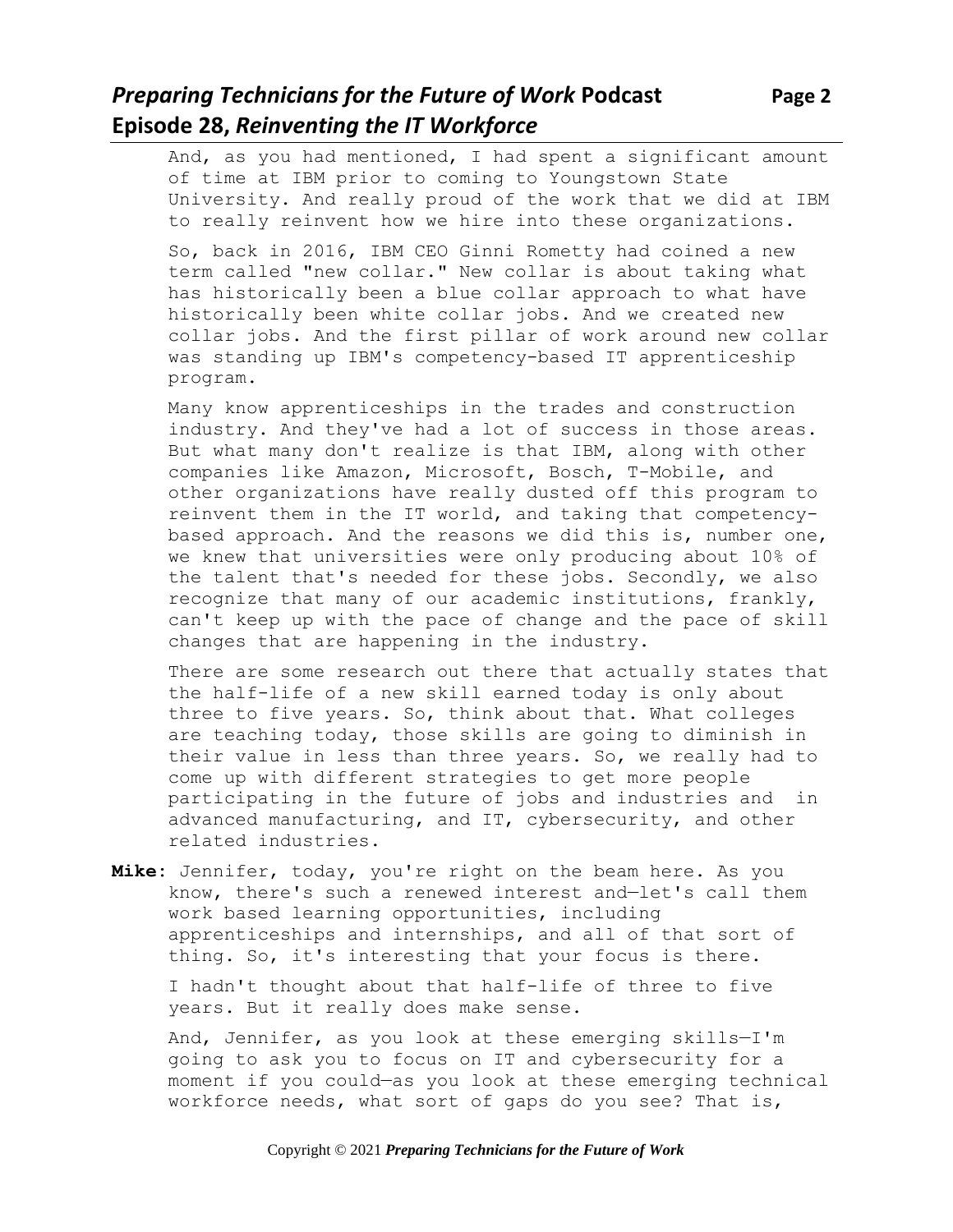And, as you had mentioned, I had spent a significant amount of time at IBM prior to coming to Youngstown State University. And really proud of the work that we did at IBM to really reinvent how we hire into these organizations.

So, back in 2016, IBM CEO Ginni Rometty had coined a new term called "new collar." New collar is about taking what has historically been a blue collar approach to what have historically been white collar jobs. And we created new collar jobs. And the first pillar of work around new collar was standing up IBM's competency-based IT apprenticeship program.

Many know apprenticeships in the trades and construction industry. And they've had a lot of success in those areas. But what many don't realize is that IBM, along with other companies like Amazon, Microsoft, Bosch, T-Mobile, and other organizations have really dusted off this program to reinvent them in the IT world, and taking that competency-based approach. And the reasons we did this is, number one, we knew that universities were only producing about 10% of the talent that's needed for these jobs. Secondly, we also recognize that many of our academic institutions, frankly, can't keep up with the pace of change and the pace of skill changes that are happening in the industry.

There are some research out there that actually states that the half-life of a new skill earned today is only about three to five years. So, think about that. What colleges are teaching today, those skills are going to diminish in their value in less than three years. So, we really had to come up with different strategies to get more people participating in the future of jobs and industries and in advanced manufacturing, and IT, cybersecurity, and other related industries.

**Mike**: Jennifer, today, you're right on the beam here. As you know, there's such a renewed interest and—let's call them work based learning opportunities, including apprenticeships and internships, and all of that sort of thing. So, it's interesting that your focus is there.

I hadn't thought about that half-life of three to five years. But it really does make sense.

And, Jennifer, as you look at these emerging skills—I'm going to ask you to focus on IT and cybersecurity for a moment if you could—as you look at these emerging technical workforce needs, what sort of gaps do you see? That is,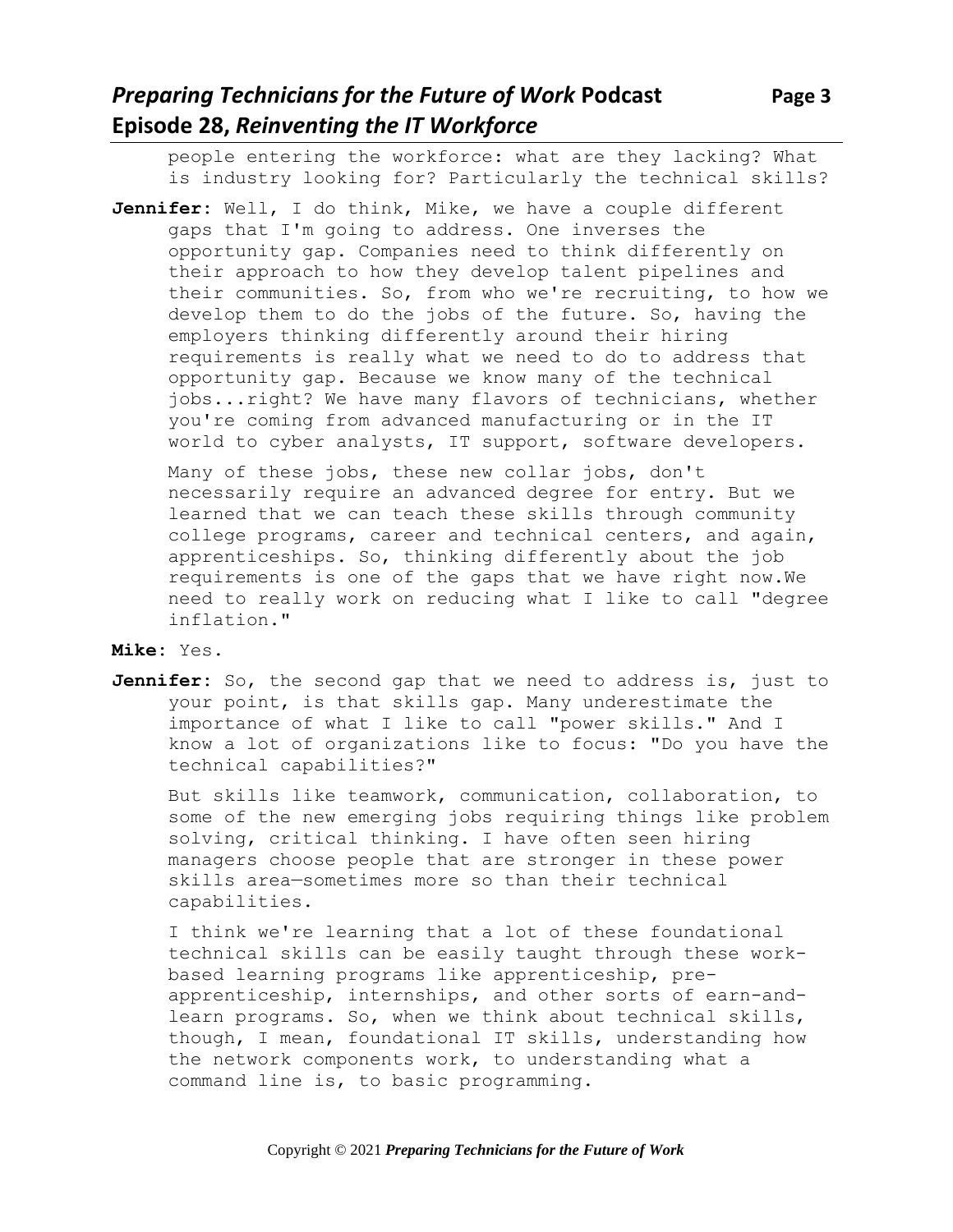people entering the workforce: what are they lacking? What is industry looking for? Particularly the technical skills?

**Jennifer**: Well, I do think, Mike, we have a couple different gaps that I'm going to address. One inverses the opportunity gap. Companies need to think differently on their approach to how they develop talent pipelines and their communities. So, from who we're recruiting, to how we develop them to do the jobs of the future. So, having the employers thinking differently around their hiring requirements is really what we need to do to address that opportunity gap. Because we know many of the technical jobs...right? We have many flavors of technicians, whether you're coming from advanced manufacturing or in the IT world to cyber analysts, IT support, software developers.

Many of these jobs, these new collar jobs, don't necessarily require an advanced degree for entry. But we learned that we can teach these skills through community college programs, career and technical centers, and again, apprenticeships. So, thinking differently about the job requirements is one of the gaps that we have right now.We need to really work on reducing what I like to call "degree inflation."

**Mike**: Yes.

**Jennifer**: So, the second gap that we need to address is, just to your point, is that skills gap. Many underestimate the importance of what I like to call "power skills." And I know a lot of organizations like to focus: "Do you have the technical capabilities?"

But skills like teamwork, communication, collaboration, to some of the new emerging jobs requiring things like problem solving, critical thinking. I have often seen hiring managers choose people that are stronger in these power skills area—sometimes more so than their technical capabilities.

I think we're learning that a lot of these foundational technical skills can be easily taught through these work-based learning programs like apprenticeship, pre-apprenticeship, internships, and other sorts of earn-and-learn programs. So, when we think about technical skills, though, I mean, foundational IT skills, understanding how the network components work, to understanding what a command line is, to basic programming.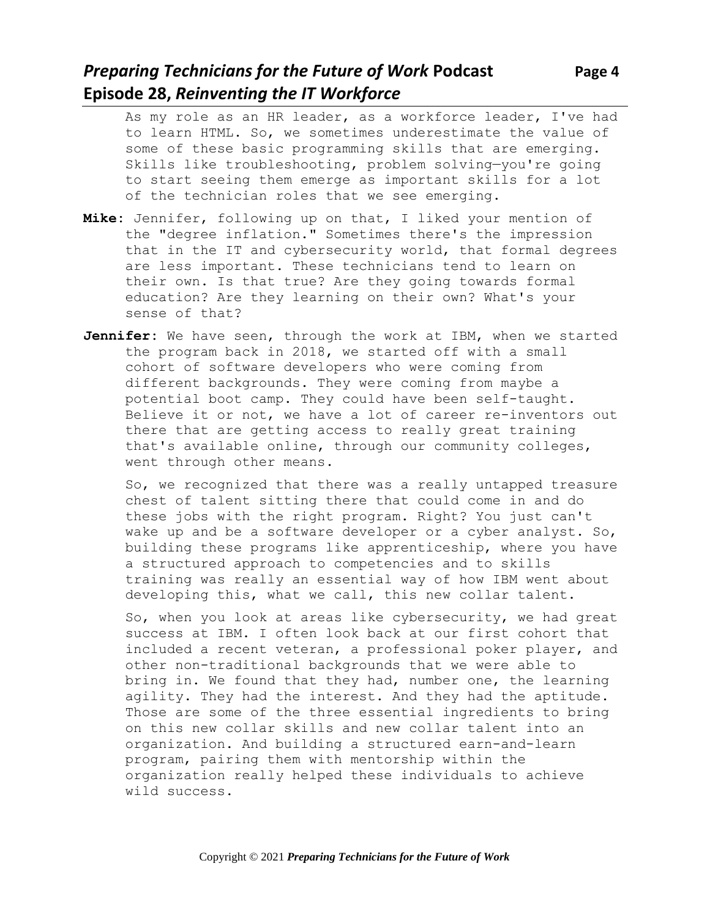As my role as an HR leader, as a workforce leader, I've had to learn HTML. So, we sometimes underestimate the value of some of these basic programming skills that are emerging. Skills like troubleshooting, problem solving—you're going to start seeing them emerge as important skills for a lot of the technician roles that we see emerging.

**Mike**: Jennifer, following up on that, I liked your mention of the "degree inflation." Sometimes there's the impression that in the IT and cybersecurity world, that formal degrees are less important. These technicians tend to learn on their own. Is that true? Are they going towards formal education? Are they learning on their own? What's your sense of that?

**Jennifer**: We have seen, through the work at IBM, when we started the program back in 2018, we started off with a small cohort of software developers who were coming from different backgrounds. They were coming from maybe a potential boot camp. They could have been self-taught. Believe it or not, we have a lot of career re-inventors out there that are getting access to really great training that's available online, through our community colleges, went through other means.

So, we recognized that there was a really untapped treasure chest of talent sitting there that could come in and do these jobs with the right program. Right? You just can't wake up and be a software developer or a cyber analyst. So, building these programs like apprenticeship, where you have a structured approach to competencies and to skills training was really an essential way of how IBM went about developing this, what we call, this new collar talent.

So, when you look at areas like cybersecurity, we had great success at IBM. I often look back at our first cohort that included a recent veteran, a professional poker player, and other non-traditional backgrounds that we were able to bring in. We found that they had, number one, the learning agility. They had the interest. And they had the aptitude. Those are some of the three essential ingredients to bring on this new collar skills and new collar talent into an organization. And building a structured earn-and-learn program, pairing them with mentorship within the organization really helped these individuals to achieve wild success.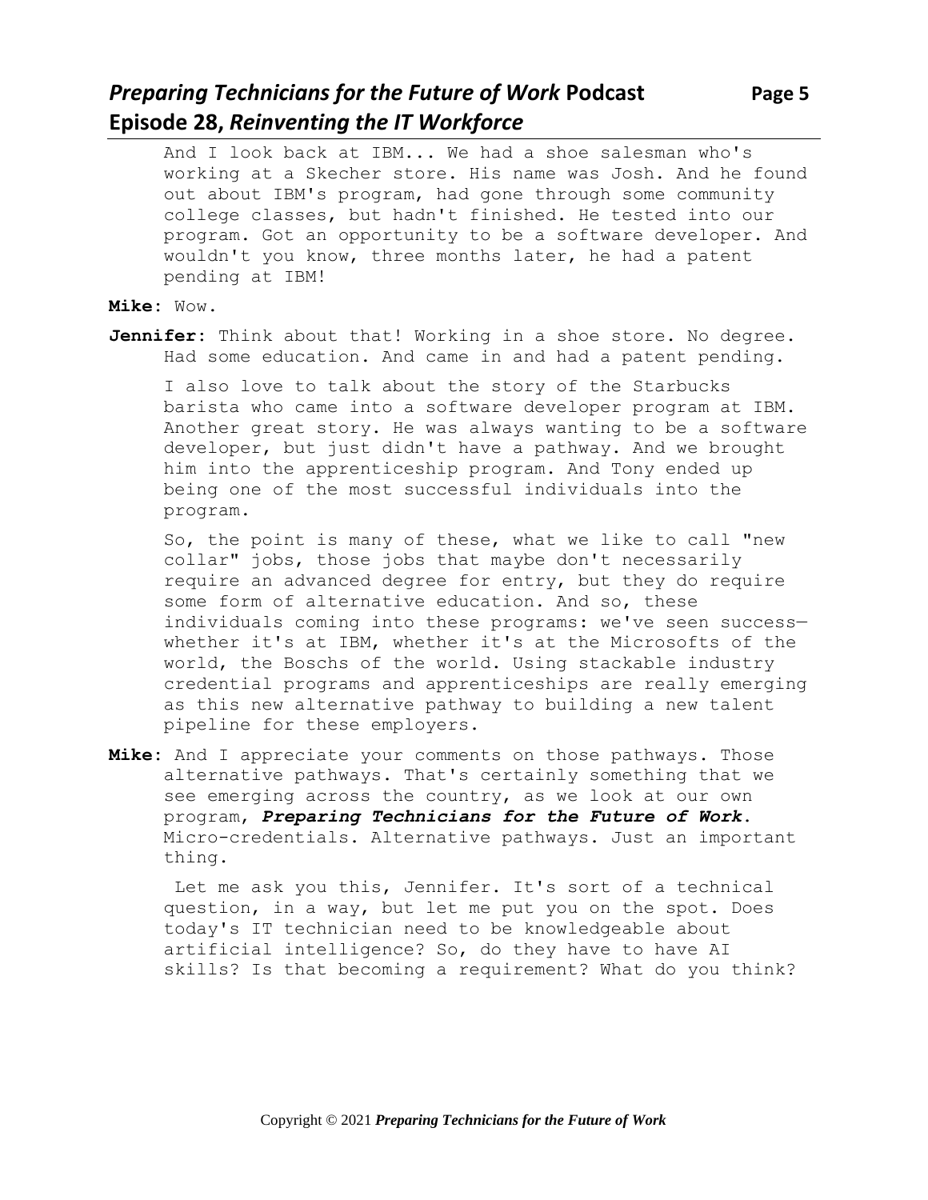And I look back at IBM... We had a shoe salesman who's working at a Skecher store. His name was Josh. And he found out about IBM's program, had gone through some community college classes, but hadn't finished. He tested into our program. Got an opportunity to be a software developer. And wouldn't you know, three months later, he had a patent pending at IBM!

**Mike**: Wow.

**Jennifer**: Think about that! Working in a shoe store. No degree. Had some education. And came in and had a patent pending.

I also love to talk about the story of the Starbucks barista who came into a software developer program at IBM. Another great story. He was always wanting to be a software developer, but just didn't have a pathway. And we brought him into the apprenticeship program. And Tony ended up being one of the most successful individuals into the program.

So, the point is many of these, what we like to call "new collar" jobs, those jobs that maybe don't necessarily require an advanced degree for entry, but they do require some form of alternative education. And so, these individuals coming into these programs: we've seen success—whether it's at IBM, whether it's at the Microsofts of the world, the Boschs of the world. Using stackable industry credential programs and apprenticeships are really emerging as this new alternative pathway to building a new talent pipeline for these employers.

**Mike**: And I appreciate your comments on those pathways. Those alternative pathways. That's certainly something that we see emerging across the country, as we look at our own program, ***Preparing Technicians for the Future of Work***. Micro-credentials. Alternative pathways. Just an important thing.

Let me ask you this, Jennifer. It's sort of a technical question, in a way, but let me put you on the spot. Does today's IT technician need to be knowledgeable about artificial intelligence? So, do they have to have AI skills? Is that becoming a requirement? What do you think?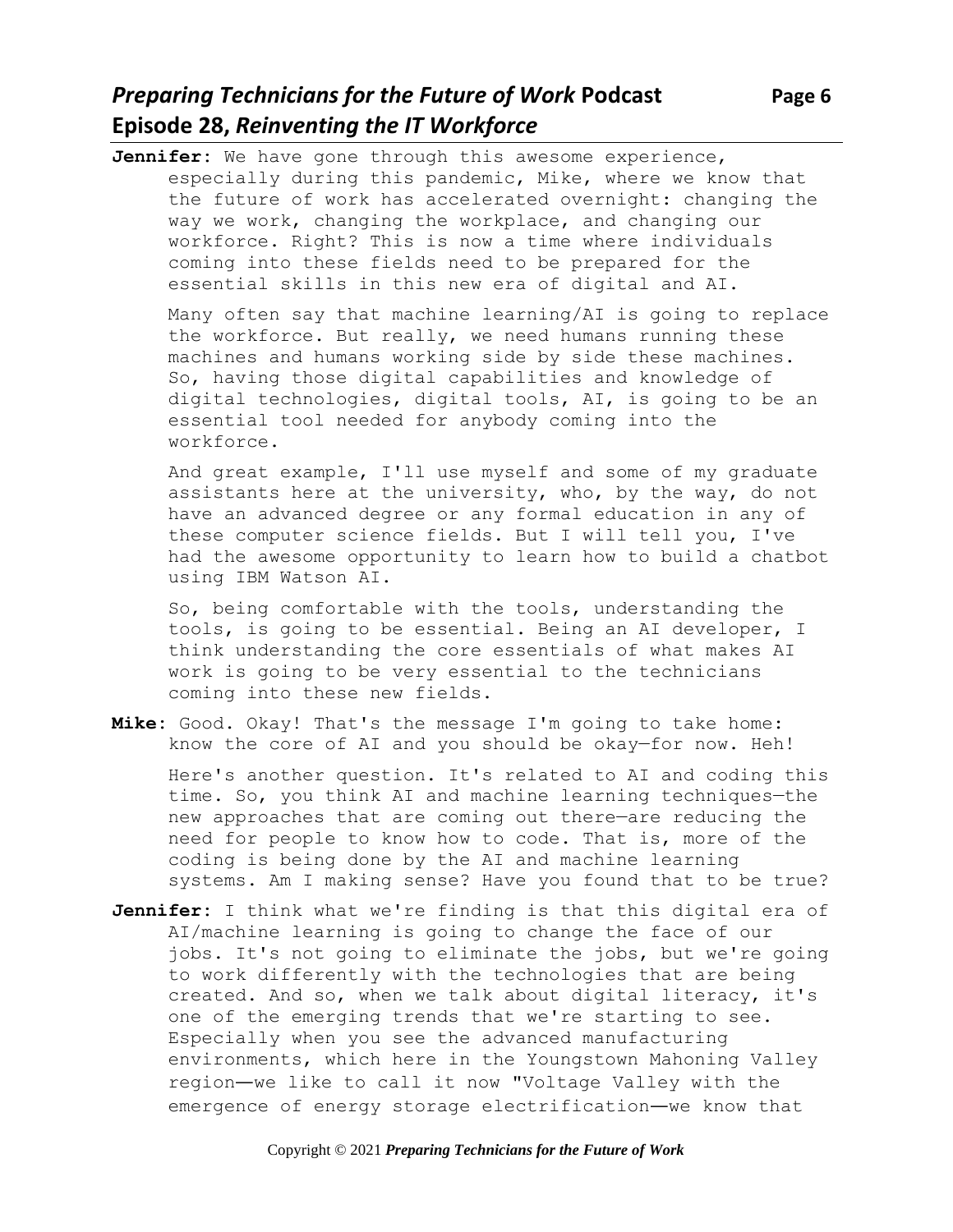**Jennifer**: We have gone through this awesome experience, especially during this pandemic, Mike, where we know that the future of work has accelerated overnight: changing the way we work, changing the workplace, and changing our workforce. Right? This is now a time where individuals coming into these fields need to be prepared for the essential skills in this new era of digital and AI.

Many often say that machine learning/AI is going to replace the workforce. But really, we need humans running these machines and humans working side by side these machines. So, having those digital capabilities and knowledge of digital technologies, digital tools, AI, is going to be an essential tool needed for anybody coming into the workforce.

And great example, I'll use myself and some of my graduate assistants here at the university, who, by the way, do not have an advanced degree or any formal education in any of these computer science fields. But I will tell you, I've had the awesome opportunity to learn how to build a chatbot using IBM Watson AI.

So, being comfortable with the tools, understanding the tools, is going to be essential. Being an AI developer, I think understanding the core essentials of what makes AI work is going to be very essential to the technicians coming into these new fields.

**Mike**: Good. Okay! That's the message I'm going to take home: know the core of AI and you should be okay—for now. Heh!

Here's another question. It's related to AI and coding this time. So, you think AI and machine learning techniques—the new approaches that are coming out there—are reducing the need for people to know how to code. That is, more of the coding is being done by the AI and machine learning systems. Am I making sense? Have you found that to be true?

**Jennifer**: I think what we're finding is that this digital era of AI/machine learning is going to change the face of our jobs. It's not going to eliminate the jobs, but we're going to work differently with the technologies that are being created. And so, when we talk about digital literacy, it's one of the emerging trends that we're starting to see. Especially when you see the advanced manufacturing environments, which here in the Youngstown Mahoning Valley region—we like to call it now "Voltage Valley with the emergence of energy storage electrification—we know that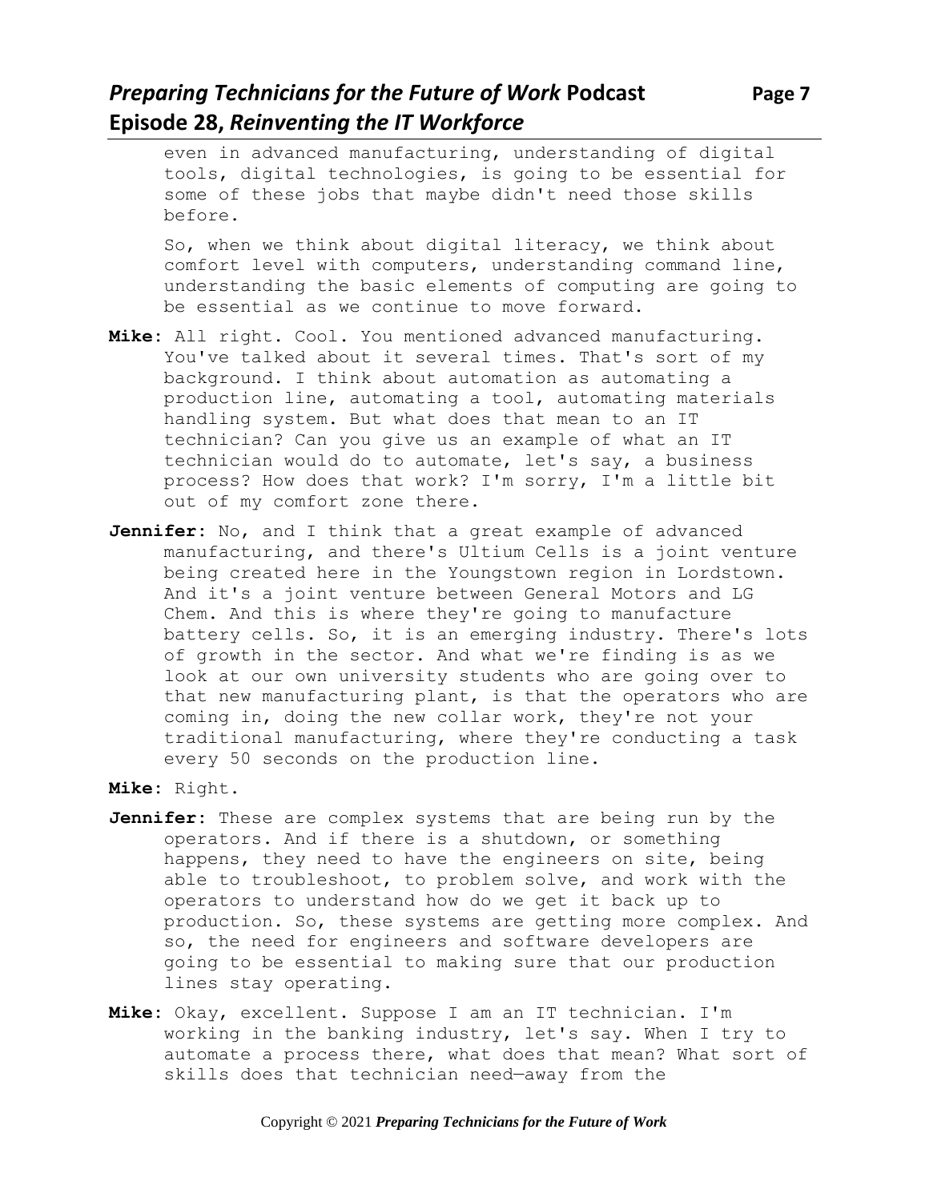even in advanced manufacturing, understanding of digital tools, digital technologies, is going to be essential for some of these jobs that maybe didn't need those skills before.

So, when we think about digital literacy, we think about comfort level with computers, understanding command line, understanding the basic elements of computing are going to be essential as we continue to move forward.

**Mike:** All right. Cool. You mentioned advanced manufacturing. You've talked about it several times. That's sort of my background. I think about automation as automating a production line, automating a tool, automating materials handling system. But what does that mean to an IT technician? Can you give us an example of what an IT technician would do to automate, let's say, a business process? How does that work? I'm sorry, I'm a little bit out of my comfort zone there.

**Jennifer:** No, and I think that a great example of advanced manufacturing, and there's Ultium Cells is a joint venture being created here in the Youngstown region in Lordstown. And it's a joint venture between General Motors and LG Chem. And this is where they're going to manufacture battery cells. So, it is an emerging industry. There's lots of growth in the sector. And what we're finding is as we look at our own university students who are going over to that new manufacturing plant, is that the operators who are coming in, doing the new collar work, they're not your traditional manufacturing, where they're conducting a task every 50 seconds on the production line.

**Mike:** Right.

**Jennifer:** These are complex systems that are being run by the operators. And if there is a shutdown, or something happens, they need to have the engineers on site, being able to troubleshoot, to problem solve, and work with the operators to understand how do we get it back up to production. So, these systems are getting more complex. And so, the need for engineers and software developers are going to be essential to making sure that our production lines stay operating.

**Mike:** Okay, excellent. Suppose I am an IT technician. I'm working in the banking industry, let's say. When I try to automate a process there, what does that mean? What sort of skills does that technician need—away from the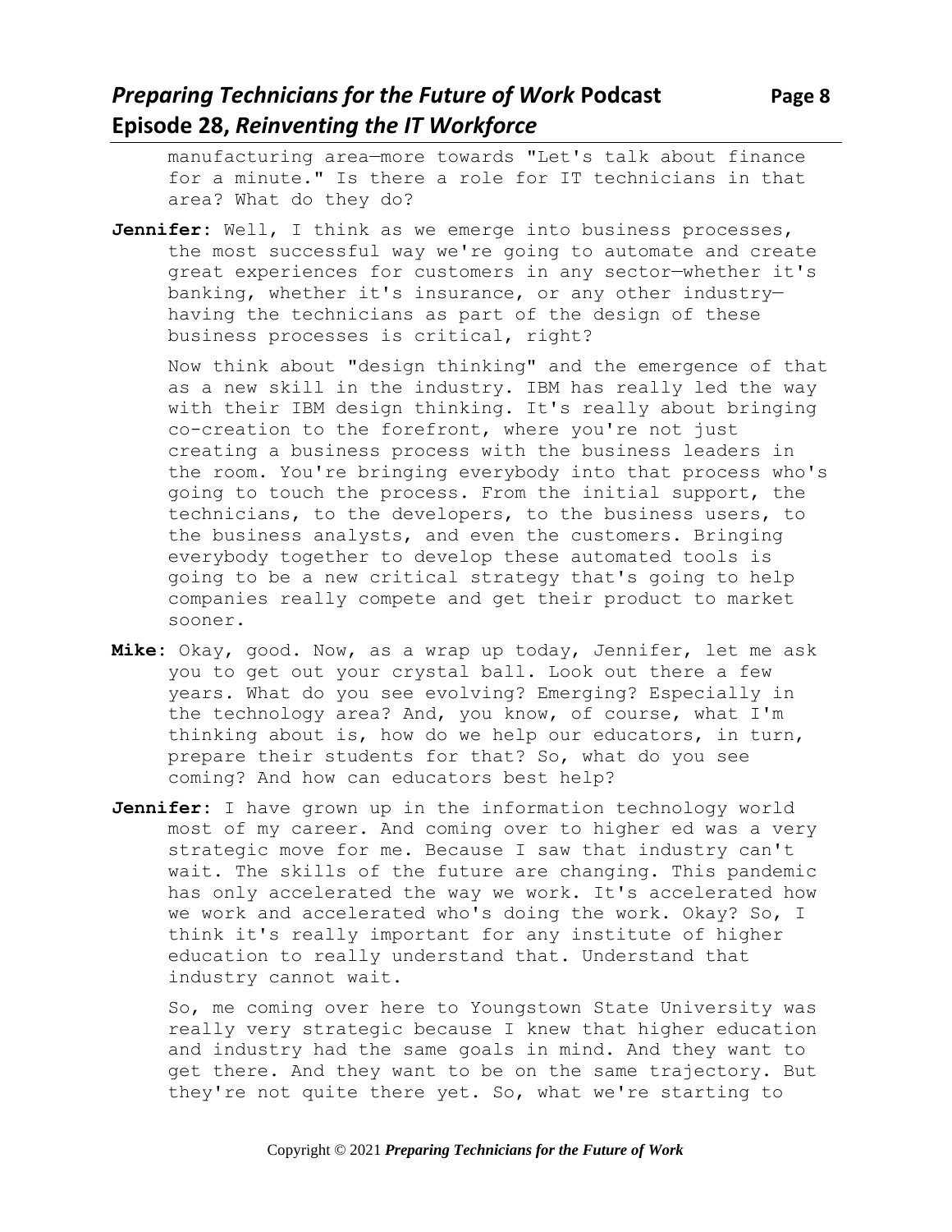manufacturing area—more towards "Let's talk about finance for a minute." Is there a role for IT technicians in that area? What do they do?

**Jennifer**: Well, I think as we emerge into business processes, the most successful way we're going to automate and create great experiences for customers in any sector—whether it's banking, whether it's insurance, or any other industry—having the technicians as part of the design of these business processes is critical, right?

Now think about "design thinking" and the emergence of that as a new skill in the industry. IBM has really led the way with their IBM design thinking. It's really about bringing co-creation to the forefront, where you're not just creating a business process with the business leaders in the room. You're bringing everybody into that process who's going to touch the process. From the initial support, the technicians, to the developers, to the business users, to the business analysts, and even the customers. Bringing everybody together to develop these automated tools is going to be a new critical strategy that's going to help companies really compete and get their product to market sooner.

**Mike**: Okay, good. Now, as a wrap up today, Jennifer, let me ask you to get out your crystal ball. Look out there a few years. What do you see evolving? Emerging? Especially in the technology area? And, you know, of course, what I'm thinking about is, how do we help our educators, in turn, prepare their students for that? So, what do you see coming? And how can educators best help?

**Jennifer**: I have grown up in the information technology world most of my career. And coming over to higher ed was a very strategic move for me. Because I saw that industry can't wait. The skills of the future are changing. This pandemic has only accelerated the way we work. It's accelerated how we work and accelerated who's doing the work. Okay? So, I think it's really important for any institute of higher education to really understand that. Understand that industry cannot wait.

So, me coming over here to Youngstown State University was really very strategic because I knew that higher education and industry had the same goals in mind. And they want to get there. And they want to be on the same trajectory. But they're not quite there yet. So, what we're starting to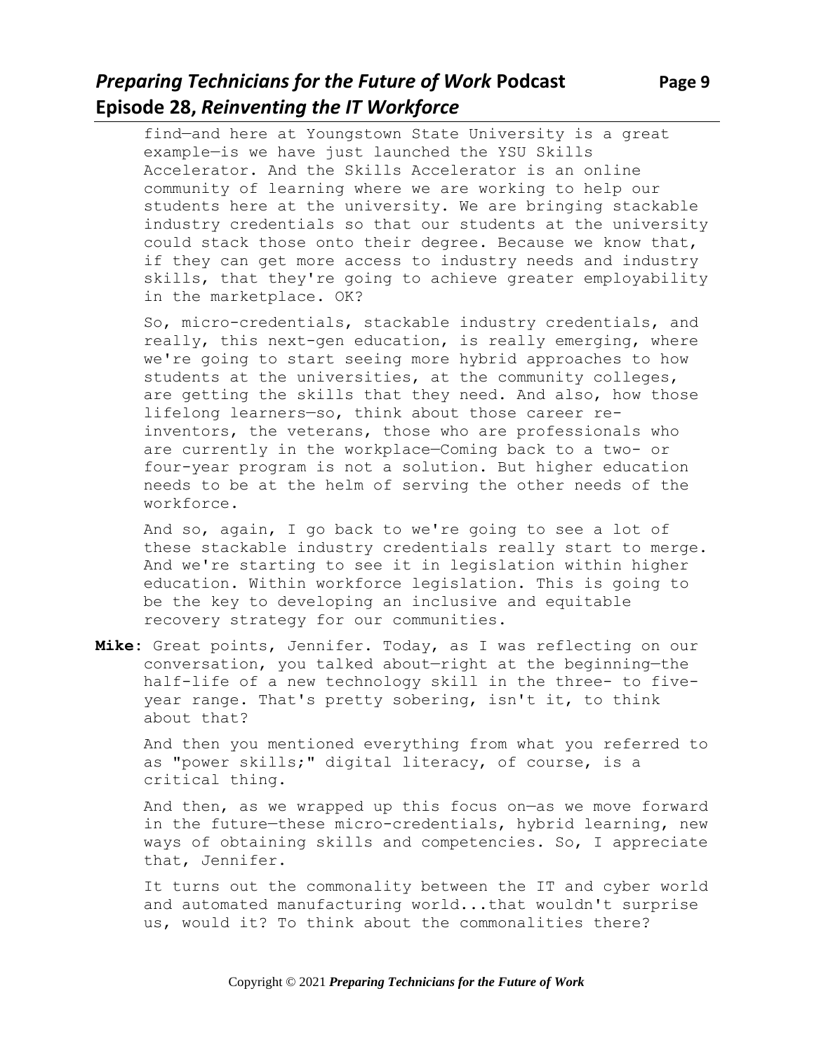find—and here at Youngstown State University is a great example—is we have just launched the YSU Skills Accelerator. And the Skills Accelerator is an online community of learning where we are working to help our students here at the university. We are bringing stackable industry credentials so that our students at the university could stack those onto their degree. Because we know that, if they can get more access to industry needs and industry skills, that they're going to achieve greater employability in the marketplace. OK?

So, micro-credentials, stackable industry credentials, and really, this next-gen education, is really emerging, where we're going to start seeing more hybrid approaches to how students at the universities, at the community colleges, are getting the skills that they need. And also, how those lifelong learners—so, think about those career re-inventors, the veterans, those who are professionals who are currently in the workplace—Coming back to a two- or four-year program is not a solution. But higher education needs to be at the helm of serving the other needs of the workforce.

And so, again, I go back to we're going to see a lot of these stackable industry credentials really start to merge. And we're starting to see it in legislation within higher education. Within workforce legislation. This is going to be the key to developing an inclusive and equitable recovery strategy for our communities.

**Mike**: Great points, Jennifer. Today, as I was reflecting on our conversation, you talked about—right at the beginning—the half-life of a new technology skill in the three- to five-year range. That's pretty sobering, isn't it, to think about that?

And then you mentioned everything from what you referred to as "power skills;" digital literacy, of course, is a critical thing.

And then, as we wrapped up this focus on—as we move forward in the future—these micro-credentials, hybrid learning, new ways of obtaining skills and competencies. So, I appreciate that, Jennifer.

It turns out the commonality between the IT and cyber world and automated manufacturing world...that wouldn't surprise us, would it? To think about the commonalities there?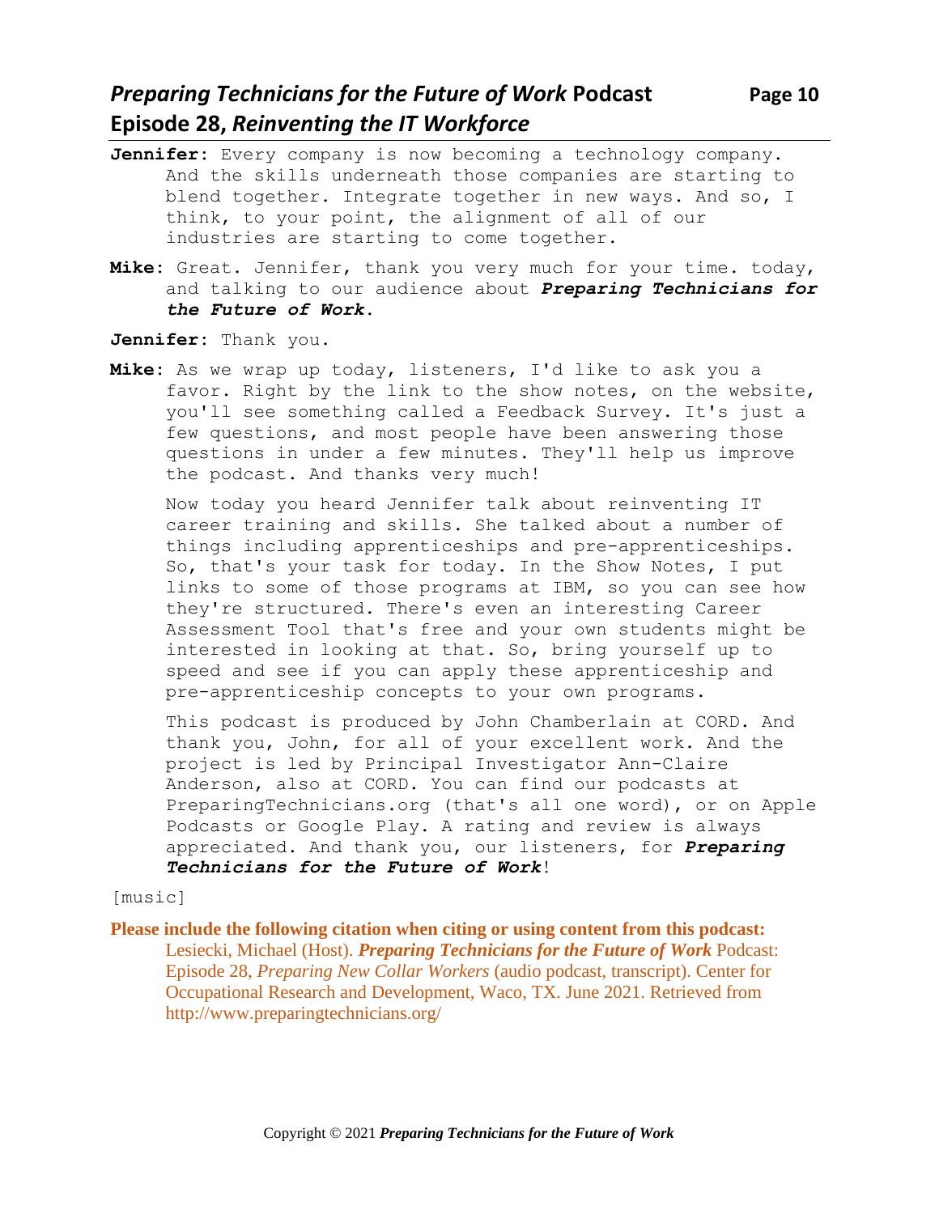**Jennifer**: Every company is now becoming a technology company. And the skills underneath those companies are starting to blend together. Integrate together in new ways. And so, I think, to your point, the alignment of all of our industries are starting to come together.

**Mike**: Great. Jennifer, thank you very much for your time. today, and talking to our audience about ***Preparing Technicians for the Future of Work***.

**Jennifer**: Thank you.

**Mike**: As we wrap up today, listeners, I'd like to ask you a favor. Right by the link to the show notes, on the website, you'll see something called a Feedback Survey. It's just a few questions, and most people have been answering those questions in under a few minutes. They'll help us improve the podcast. And thanks very much!

Now today you heard Jennifer talk about reinventing IT career training and skills. She talked about a number of things including apprenticeships and pre-apprenticeships. So, that's your task for today. In the Show Notes, I put links to some of those programs at IBM, so you can see how they're structured. There's even an interesting Career Assessment Tool that's free and your own students might be interested in looking at that. So, bring yourself up to speed and see if you can apply these apprenticeship and pre-apprenticeship concepts to your own programs.

This podcast is produced by John Chamberlain at CORD. And thank you, John, for all of your excellent work. And the project is led by Principal Investigator Ann-Claire Anderson, also at CORD. You can find our podcasts at PreparingTechnicians.org (that's all one word), or on Apple Podcasts or Google Play. A rating and review is always appreciated. And thank you, our listeners, for ***Preparing Technicians for the Future of Work***!

[music]

**Please include the following citation when citing or using content from this podcast:**

Lesiecki, Michael (Host). ***Preparing Technicians for the Future of Work*** Podcast: Episode 28, *Preparing New Collar Workers* (audio podcast, transcript). Center for Occupational Research and Development, Waco, TX. June 2021. Retrieved from http://www.preparingtechnicians.org/

Copyright © 2021 ***Preparing Technicians for the Future of Work***